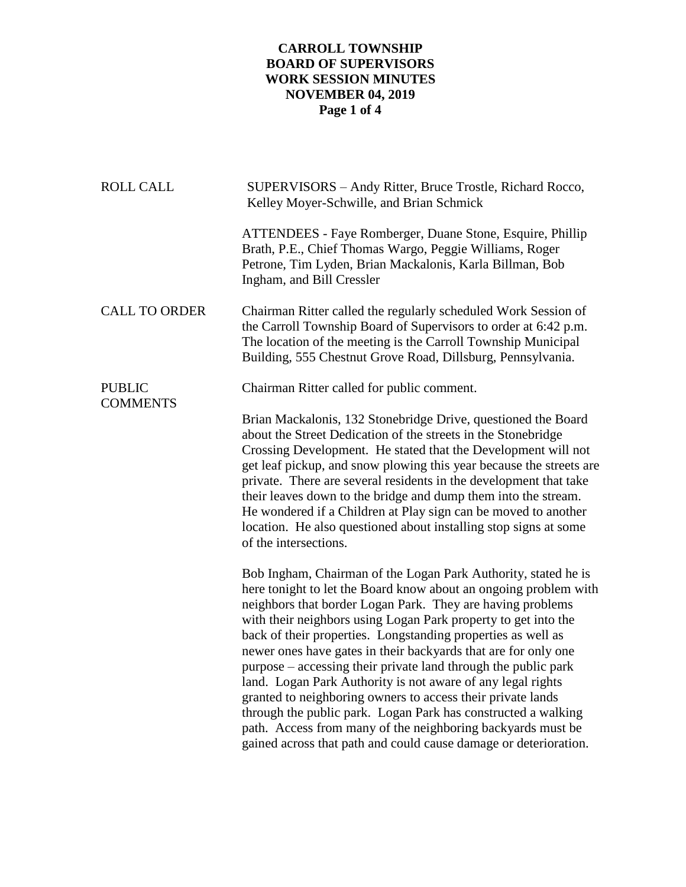# CARROLL TOWNSHIP
# BOARD OF SUPERVISORS
# WORK SESSION MINUTES
# NOVEMBER 04, 2019

**ROLL CALL**

SUPERVISORS – Andy Ritter, Bruce Trostle, Richard Rocco, Kelley Moyer-Schwille, and Brian Schmick

ATTENDEES - Faye Romberger, Duane Stone, Esquire, Phillip Brath, P.E., Chief Thomas Wargo, Peggie Williams, Roger Petrone, Tim Lyden, Brian Mackalonis, Karla Billman, Bob Ingham, and Bill Cressler

**CALL TO ORDER**

Chairman Ritter called the regularly scheduled Work Session of the Carroll Township Board of Supervisors to order at 6:42 p.m. The location of the meeting is the Carroll Township Municipal Building, 555 Chestnut Grove Road, Dillsburg, Pennsylvania.

**PUBLIC COMMENTS**

Chairman Ritter called for public comment.

Brian Mackalonis, 132 Stonebridge Drive, questioned the Board about the Street Dedication of the streets in the Stonebridge Crossing Development. He stated that the Development will not get leaf pickup, and snow plowing this year because the streets are private. There are several residents in the development that take their leaves down to the bridge and dump them into the stream. He wondered if a Children at Play sign can be moved to another location. He also questioned about installing stop signs at some of the intersections.

Bob Ingham, Chairman of the Logan Park Authority, stated he is here tonight to let the Board know about an ongoing problem with neighbors that border Logan Park. They are having problems with their neighbors using Logan Park property to get into the back of their properties. Longstanding properties as well as newer ones have gates in their backyards that are for only one purpose – accessing their private land through the public park land. Logan Park Authority is not aware of any legal rights granted to neighboring owners to access their private lands through the public park. Logan Park has constructed a walking path. Access from many of the neighboring backyards must be gained across that path and could cause damage or deterioration.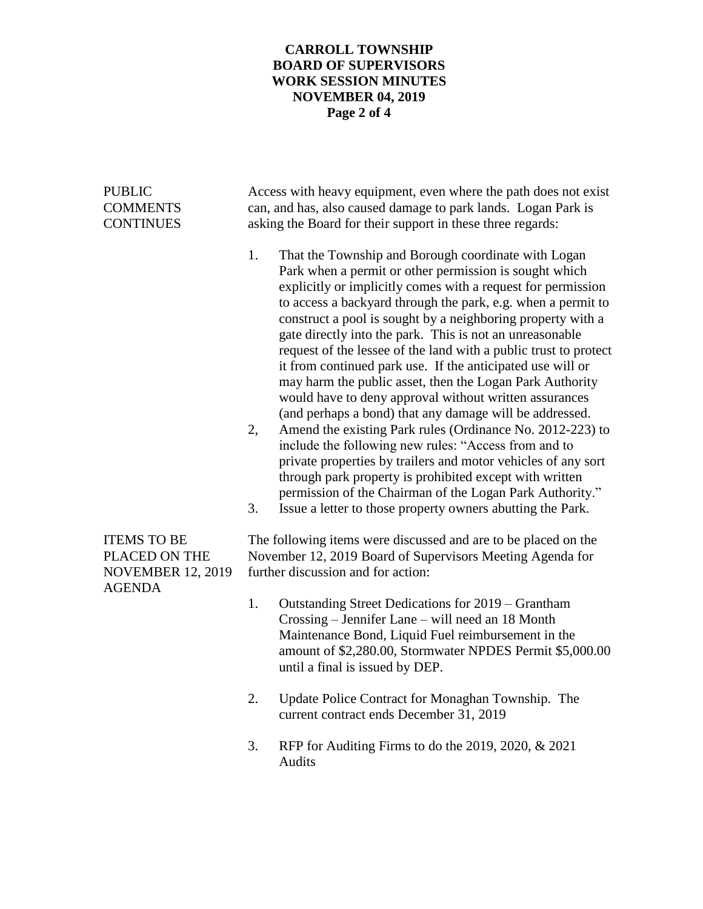**PUBLIC COMMENTS CONTINUES**

Access with heavy equipment, even where the path does not exist can, and has, also caused damage to park lands. Logan Park is asking the Board for their support in these three regards:

1. That the Township and Borough coordinate with Logan Park when a permit or other permission is sought which explicitly or implicitly comes with a request for permission to access a backyard through the park, e.g. when a permit to construct a pool is sought by a neighboring property with a gate directly into the park. This is not an unreasonable request of the lessee of the land with a public trust to protect it from continued park use. If the anticipated use will or may harm the public asset, then the Logan Park Authority would have to deny approval without written assurances (and perhaps a bond) that any damage will be addressed.
2. Amend the existing Park rules (Ordinance No. 2012-223) to include the following new rules: "Access from and to private properties by trailers and motor vehicles of any sort through park property is prohibited except with written permission of the Chairman of the Logan Park Authority."
3. Issue a letter to those property owners abutting the Park.

**ITEMS TO BE PLACED ON THE NOVEMBER 12, 2019 AGENDA**

The following items were discussed and are to be placed on the November 12, 2019 Board of Supervisors Meeting Agenda for further discussion and for action:

1. Outstanding Street Dedications for 2019 – Grantham Crossing – Jennifer Lane – will need an 18 Month Maintenance Bond, Liquid Fuel reimbursement in the amount of $2,280.00, Stormwater NPDES Permit $5,000.00 until a final is issued by DEP.

2. Update Police Contract for Monaghan Township. The current contract ends December 31, 2019

3. RFP for Auditing Firms to do the 2019, 2020, & 2021 Audits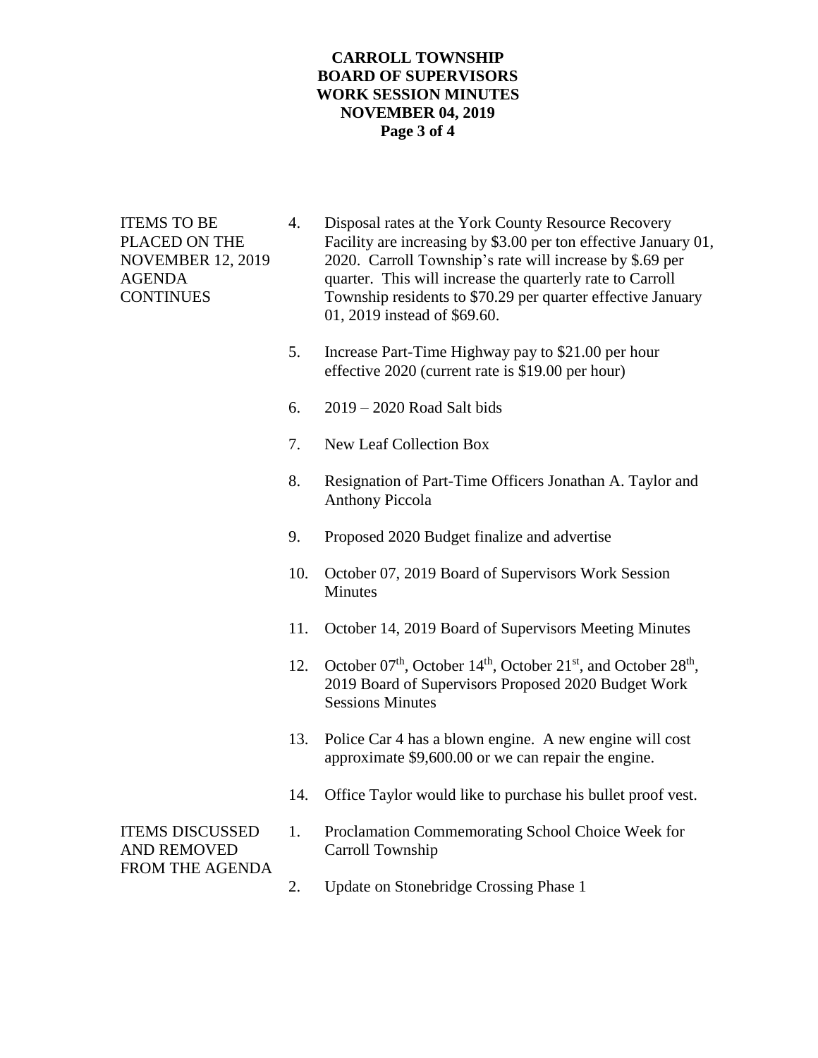**ITEMS TO BE PLACED ON THE NOVEMBER 12, 2019 AGENDA CONTINUES**

4. Disposal rates at the York County Resource Recovery Facility are increasing by $3.00 per ton effective January 01, 2020. Carroll Township's rate will increase by $.69 per quarter. This will increase the quarterly rate to Carroll Township residents to $70.29 per quarter effective January 01, 2019 instead of $69.60.

5. Increase Part-Time Highway pay to $21.00 per hour effective 2020 (current rate is $19.00 per hour)

6. 2019 – 2020 Road Salt bids

7. New Leaf Collection Box

8. Resignation of Part-Time Officers Jonathan A. Taylor and Anthony Piccola

9. Proposed 2020 Budget finalize and advertise

10. October 07, 2019 Board of Supervisors Work Session Minutes

11. October 14, 2019 Board of Supervisors Meeting Minutes

12. October 07th, October 14th, October 21st, and October 28th, 2019 Board of Supervisors Proposed 2020 Budget Work Sessions Minutes

13. Police Car 4 has a blown engine. A new engine will cost approximate $9,600.00 or we can repair the engine.

14. Office Taylor would like to purchase his bullet proof vest.

**ITEMS DISCUSSED AND REMOVED FROM THE AGENDA**

1. Proclamation Commemorating School Choice Week for Carroll Township

2. Update on Stonebridge Crossing Phase 1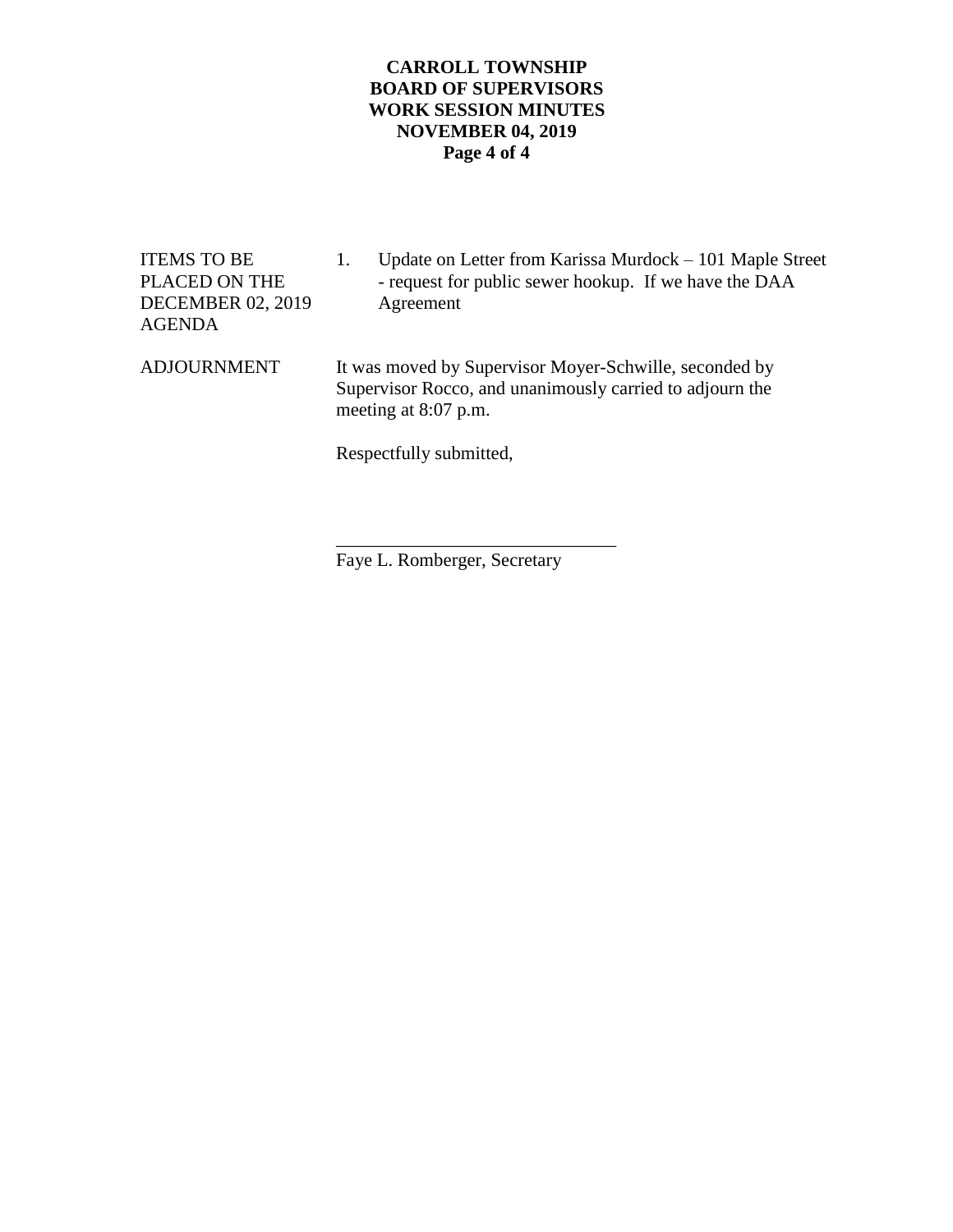**CARROLL TOWNSHIP**
**BOARD OF SUPERVISORS**
**WORK SESSION MINUTES**
**NOVEMBER 04, 2019**

ITEMS TO BE PLACED ON THE DECEMBER 02, 2019 AGENDA

1. Update on Letter from Karissa Murdock – 101 Maple Street - request for public sewer hookup. If we have the DAA Agreement

ADJOURNMENT

It was moved by Supervisor Moyer-Schwille, seconded by Supervisor Rocco, and unanimously carried to adjourn the meeting at 8:07 p.m.

Respectfully submitted,

\_\_\_\_\_\_\_\_\_\_\_\_\_\_\_\_\_\_\_\_\_\_\_\_\_\_\_\_\_\_

Faye L. Romberger, Secretary